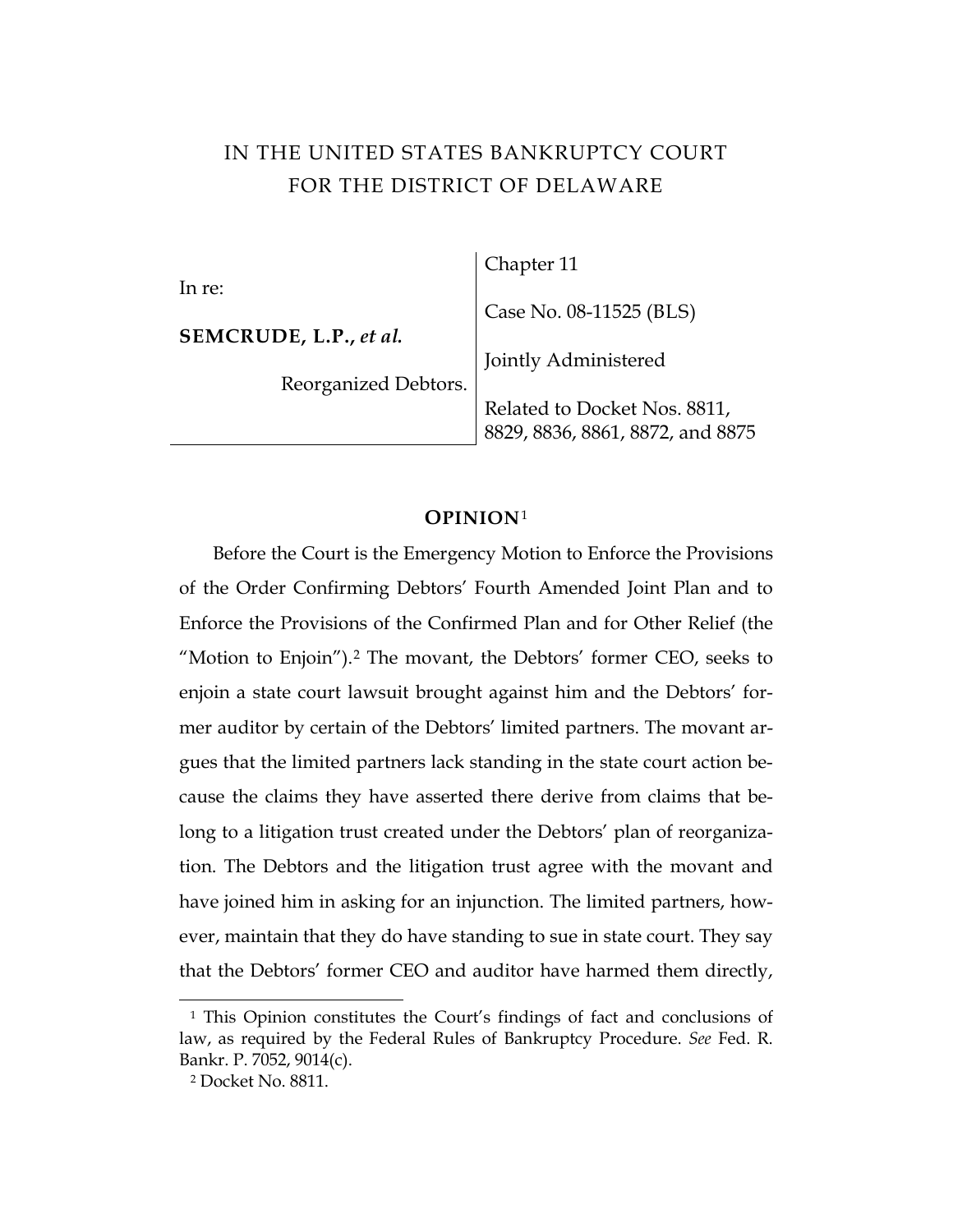# IN THE UNITED STATES BANKRUPTCY COURT FOR THE DISTRICT OF DELAWARE

| | |
|---|---|
| In re:<br><br>**SEMCRUDE, L.P.,** ***et al.***<br><br>Reorganized Debtors. | Chapter 11<br><br>Case No. 08-11525 (BLS)<br><br>Jointly Administered<br><br>Related to Docket Nos. 8811, 8829, 8836, 8861, 8872, and 8875 |

## OPINION[1]

Before the Court is the Emergency Motion to Enforce the Provisions of the Order Confirming Debtors' Fourth Amended Joint Plan and to Enforce the Provisions of the Confirmed Plan and for Other Relief (the "Motion to Enjoin").[2] The movant, the Debtors' former CEO, seeks to enjoin a state court lawsuit brought against him and the Debtors' former auditor by certain of the Debtors' limited partners. The movant argues that the limited partners lack standing in the state court action because the claims they have asserted there derive from claims that belong to a litigation trust created under the Debtors' plan of reorganization. The Debtors and the litigation trust agree with the movant and have joined him in asking for an injunction. The limited partners, however, maintain that they do have standing to sue in state court. They say that the Debtors' former CEO and auditor have harmed them directly,

---

[1] This Opinion constitutes the Court's findings of fact and conclusions of law, as required by the Federal Rules of Bankruptcy Procedure. *See* Fed. R. Bankr. P. 7052, 9014(c).

[2] Docket No. 8811.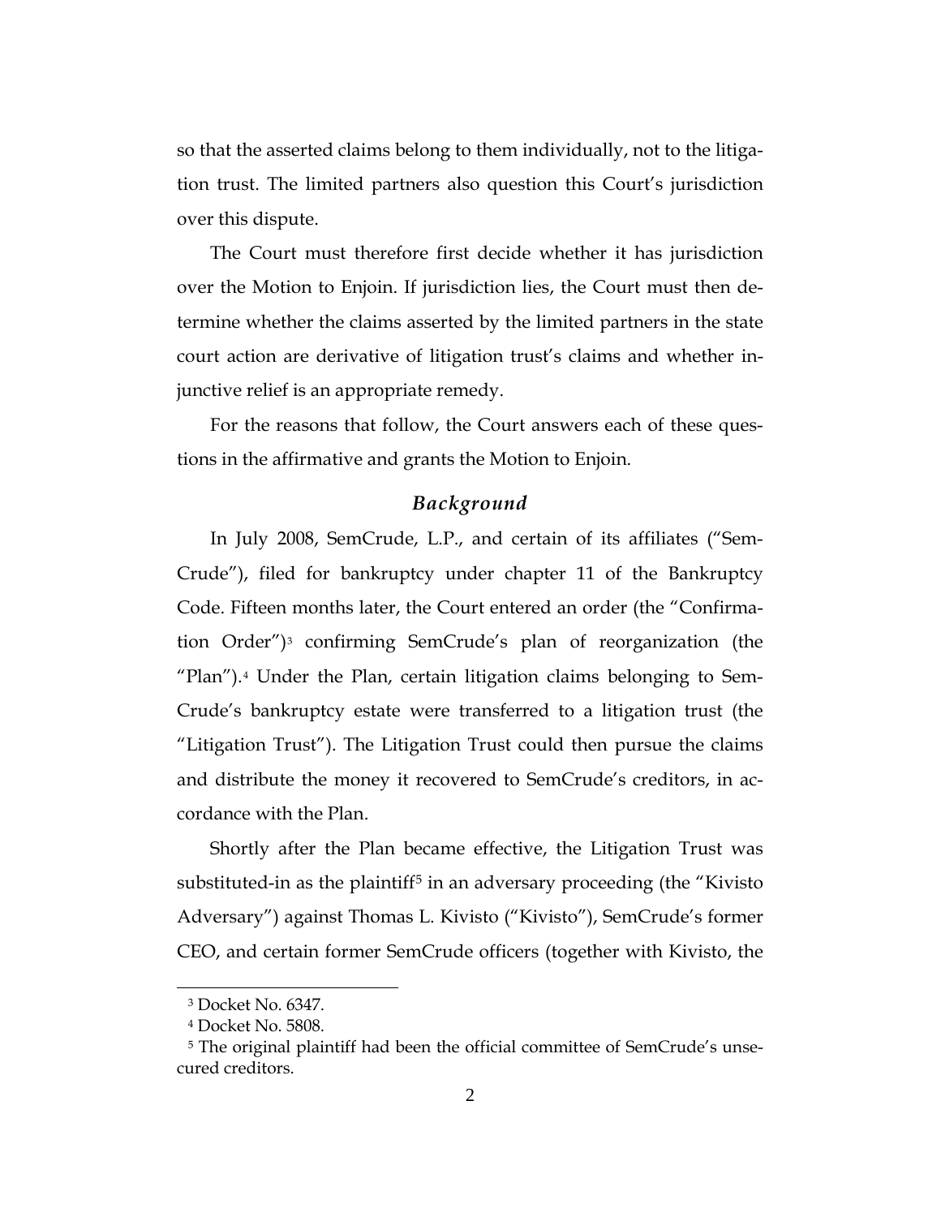so that the asserted claims belong to them individually, not to the litigation trust. The limited partners also question this Court's jurisdiction over this dispute.

The Court must therefore first decide whether it has jurisdiction over the Motion to Enjoin. If jurisdiction lies, the Court must then determine whether the claims asserted by the limited partners in the state court action are derivative of litigation trust's claims and whether injunctive relief is an appropriate remedy.

For the reasons that follow, the Court answers each of these questions in the affirmative and grants the Motion to Enjoin.

## *Background*

In July 2008, SemCrude, L.P., and certain of its affiliates ("SemCrude"), filed for bankruptcy under chapter 11 of the Bankruptcy Code. Fifteen months later, the Court entered an order (the "Confirmation Order")[3] confirming SemCrude's plan of reorganization (the "Plan").[4] Under the Plan, certain litigation claims belonging to SemCrude's bankruptcy estate were transferred to a litigation trust (the "Litigation Trust"). The Litigation Trust could then pursue the claims and distribute the money it recovered to SemCrude's creditors, in accordance with the Plan.

Shortly after the Plan became effective, the Litigation Trust was substituted-in as the plaintiff[5] in an adversary proceeding (the "Kivisto Adversary") against Thomas L. Kivisto ("Kivisto"), SemCrude's former CEO, and certain former SemCrude officers (together with Kivisto, the

[3] Docket No. 6347.

[4] Docket No. 5808.

[5] The original plaintiff had been the official committee of SemCrude's unsecured creditors.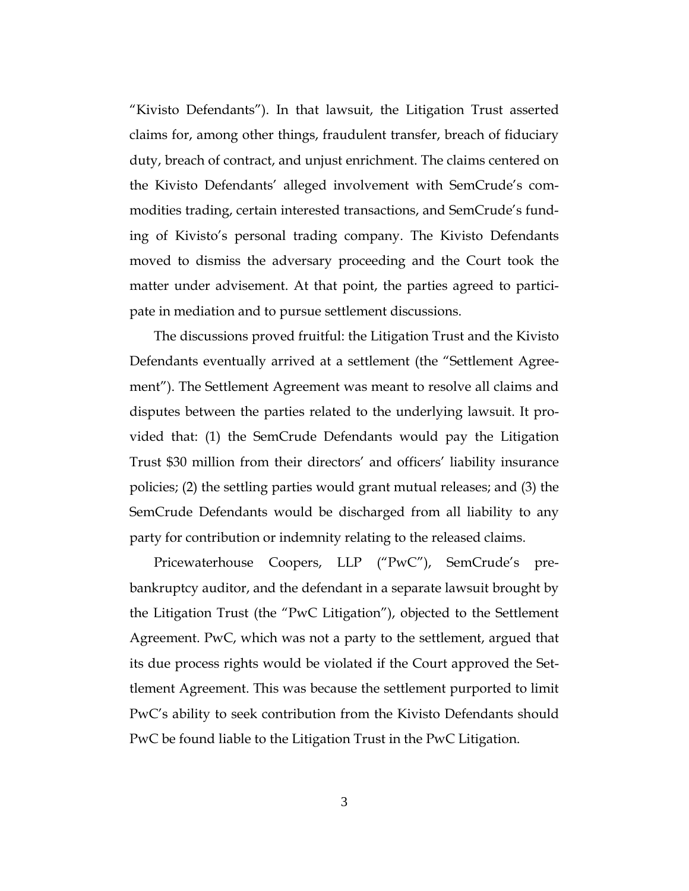"Kivisto Defendants"). In that lawsuit, the Litigation Trust asserted claims for, among other things, fraudulent transfer, breach of fiduciary duty, breach of contract, and unjust enrichment. The claims centered on the Kivisto Defendants' alleged involvement with SemCrude's commodities trading, certain interested transactions, and SemCrude's funding of Kivisto's personal trading company. The Kivisto Defendants moved to dismiss the adversary proceeding and the Court took the matter under advisement. At that point, the parties agreed to participate in mediation and to pursue settlement discussions.

The discussions proved fruitful: the Litigation Trust and the Kivisto Defendants eventually arrived at a settlement (the "Settlement Agreement"). The Settlement Agreement was meant to resolve all claims and disputes between the parties related to the underlying lawsuit. It provided that: (1) the SemCrude Defendants would pay the Litigation Trust $30 million from their directors' and officers' liability insurance policies; (2) the settling parties would grant mutual releases; and (3) the SemCrude Defendants would be discharged from all liability to any party for contribution or indemnity relating to the released claims.

Pricewaterhouse Coopers, LLP ("PwC"), SemCrude's pre-bankruptcy auditor, and the defendant in a separate lawsuit brought by the Litigation Trust (the "PwC Litigation"), objected to the Settlement Agreement. PwC, which was not a party to the settlement, argued that its due process rights would be violated if the Court approved the Settlement Agreement. This was because the settlement purported to limit PwC's ability to seek contribution from the Kivisto Defendants should PwC be found liable to the Litigation Trust in the PwC Litigation.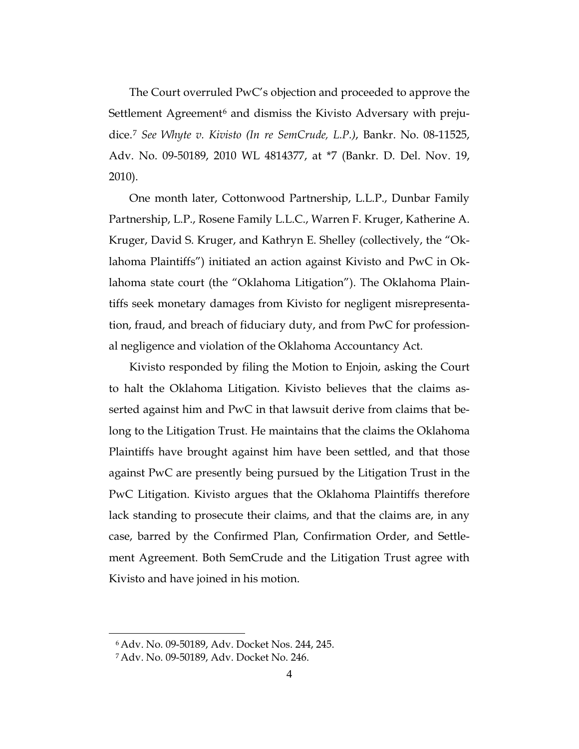The Court overruled PwC's objection and proceeded to approve the Settlement Agreement[6] and dismiss the Kivisto Adversary with prejudice.[7] *See Whyte v. Kivisto (In re SemCrude, L.P.)*, Bankr. No. 08-11525, Adv. No. 09-50189, 2010 WL 4814377, at *7 (Bankr. D. Del. Nov. 19, 2010).

One month later, Cottonwood Partnership, L.L.P., Dunbar Family Partnership, L.P., Rosene Family L.L.C., Warren F. Kruger, Katherine A. Kruger, David S. Kruger, and Kathryn E. Shelley (collectively, the "Oklahoma Plaintiffs") initiated an action against Kivisto and PwC in Oklahoma state court (the "Oklahoma Litigation"). The Oklahoma Plaintiffs seek monetary damages from Kivisto for negligent misrepresentation, fraud, and breach of fiduciary duty, and from PwC for professional negligence and violation of the Oklahoma Accountancy Act.

Kivisto responded by filing the Motion to Enjoin, asking the Court to halt the Oklahoma Litigation. Kivisto believes that the claims asserted against him and PwC in that lawsuit derive from claims that belong to the Litigation Trust. He maintains that the claims the Oklahoma Plaintiffs have brought against him have been settled, and that those against PwC are presently being pursued by the Litigation Trust in the PwC Litigation. Kivisto argues that the Oklahoma Plaintiffs therefore lack standing to prosecute their claims, and that the claims are, in any case, barred by the Confirmed Plan, Confirmation Order, and Settlement Agreement. Both SemCrude and the Litigation Trust agree with Kivisto and have joined in his motion.

[6] Adv. No. 09-50189, Adv. Docket Nos. 244, 245.

[7] Adv. No. 09-50189, Adv. Docket No. 246.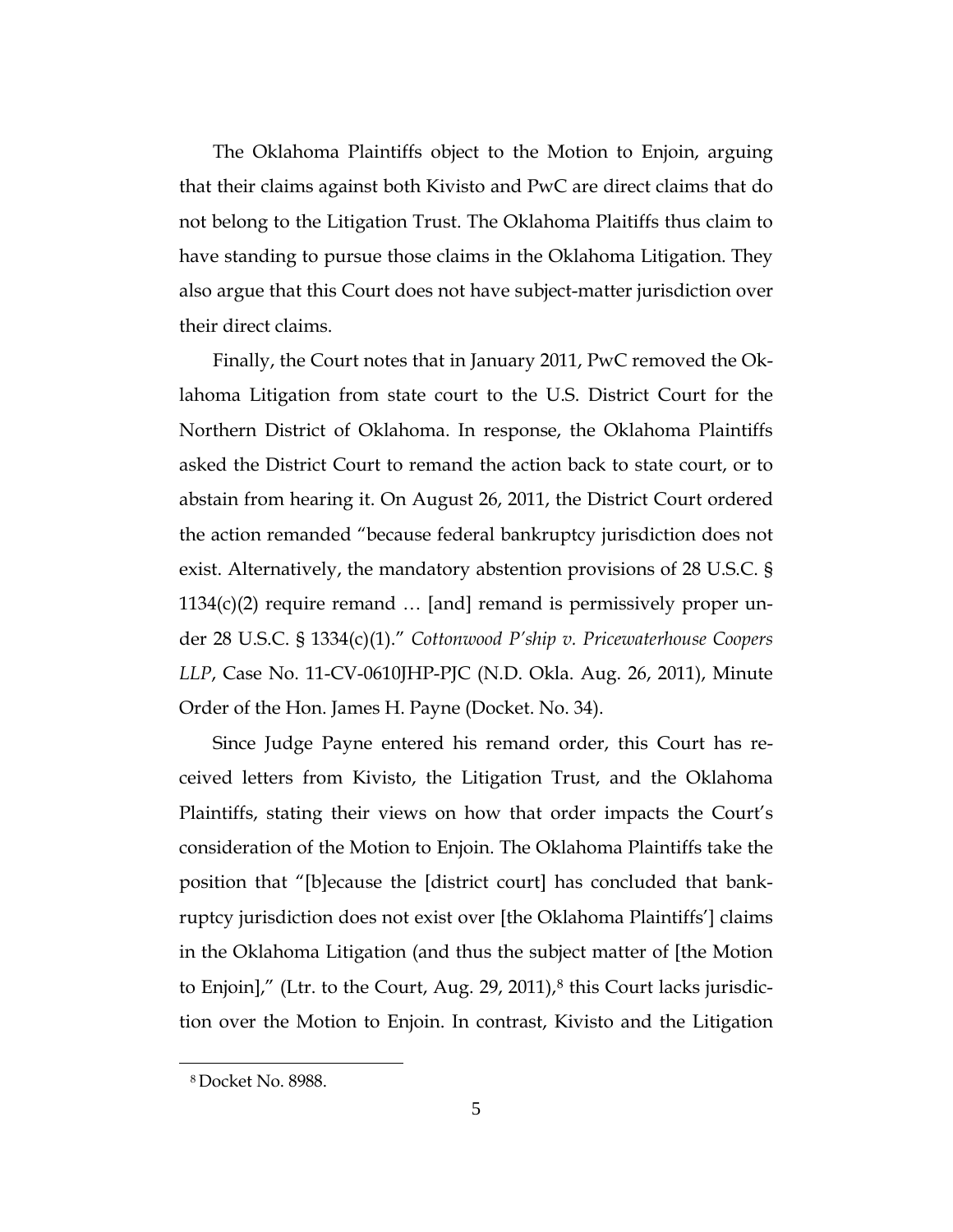The Oklahoma Plaintiffs object to the Motion to Enjoin, arguing that their claims against both Kivisto and PwC are direct claims that do not belong to the Litigation Trust. The Oklahoma Plaitiffs thus claim to have standing to pursue those claims in the Oklahoma Litigation. They also argue that this Court does not have subject-matter jurisdiction over their direct claims.

Finally, the Court notes that in January 2011, PwC removed the Oklahoma Litigation from state court to the U.S. District Court for the Northern District of Oklahoma. In response, the Oklahoma Plaintiffs asked the District Court to remand the action back to state court, or to abstain from hearing it. On August 26, 2011, the District Court ordered the action remanded "because federal bankruptcy jurisdiction does not exist. Alternatively, the mandatory abstention provisions of 28 U.S.C. § 1134(c)(2) require remand … [and] remand is permissively proper under 28 U.S.C. § 1334(c)(1)." *Cottonwood P'ship v. Pricewaterhouse Coopers LLP*, Case No. 11-CV-0610JHP-PJC (N.D. Okla. Aug. 26, 2011), Minute Order of the Hon. James H. Payne (Docket. No. 34).

Since Judge Payne entered his remand order, this Court has received letters from Kivisto, the Litigation Trust, and the Oklahoma Plaintiffs, stating their views on how that order impacts the Court's consideration of the Motion to Enjoin. The Oklahoma Plaintiffs take the position that "[b]ecause the [district court] has concluded that bankruptcy jurisdiction does not exist over [the Oklahoma Plaintiffs'] claims in the Oklahoma Litigation (and thus the subject matter of [the Motion to Enjoin]," (Ltr. to the Court, Aug. 29, 2011),[8] this Court lacks jurisdiction over the Motion to Enjoin. In contrast, Kivisto and the Litigation

[8] Docket No. 8988.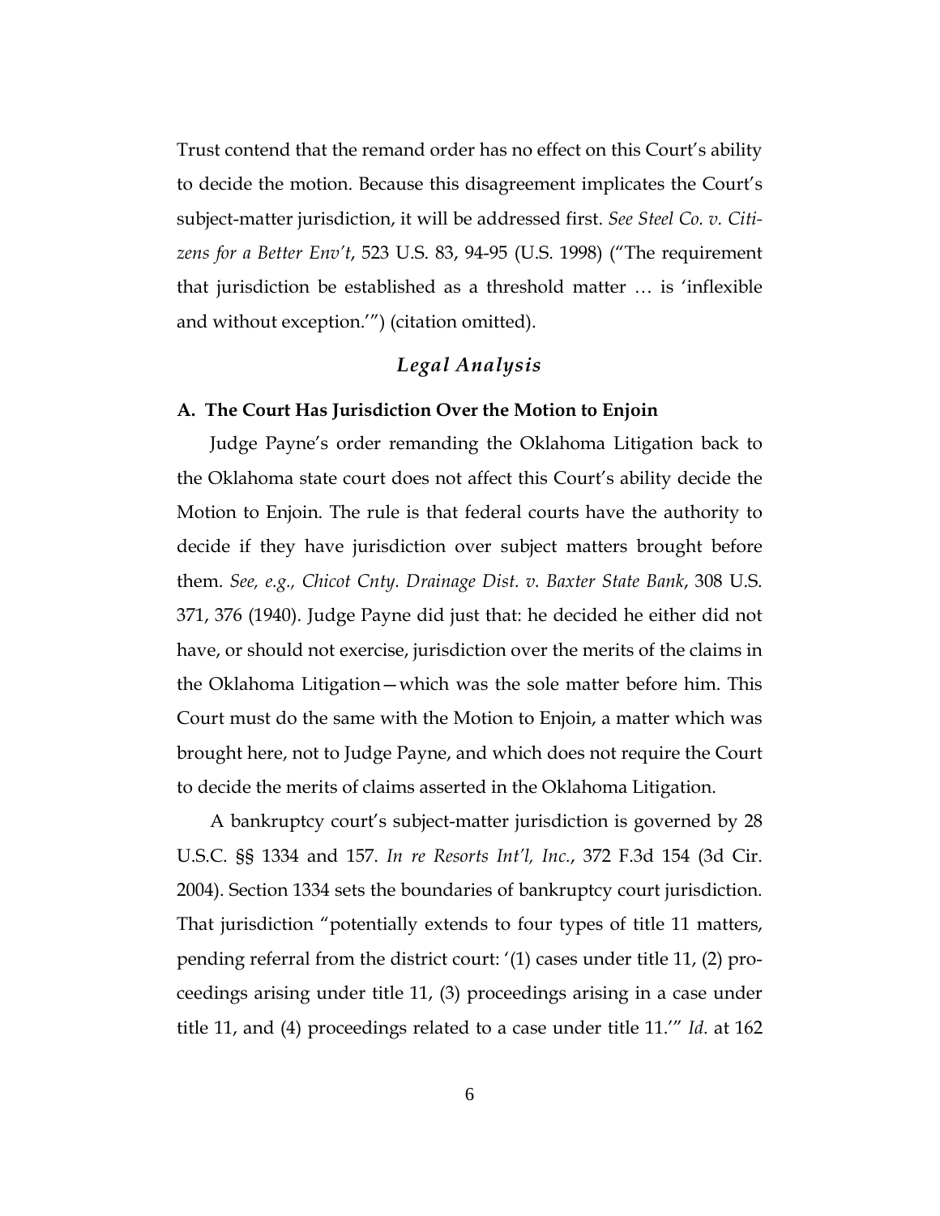Trust contend that the remand order has no effect on this Court's ability to decide the motion. Because this disagreement implicates the Court's subject-matter jurisdiction, it will be addressed first. *See Steel Co. v. Citizens for a Better Env't*, 523 U.S. 83, 94-95 (U.S. 1998) ("The requirement that jurisdiction be established as a threshold matter … is 'inflexible and without exception.'") (citation omitted).

## *Legal Analysis*

### A. The Court Has Jurisdiction Over the Motion to Enjoin

Judge Payne's order remanding the Oklahoma Litigation back to the Oklahoma state court does not affect this Court's ability decide the Motion to Enjoin. The rule is that federal courts have the authority to decide if they have jurisdiction over subject matters brought before them. *See, e.g., Chicot Cnty. Drainage Dist. v. Baxter State Bank*, 308 U.S. 371, 376 (1940). Judge Payne did just that: he decided he either did not have, or should not exercise, jurisdiction over the merits of the claims in the Oklahoma Litigation—which was the sole matter before him. This Court must do the same with the Motion to Enjoin, a matter which was brought here, not to Judge Payne, and which does not require the Court to decide the merits of claims asserted in the Oklahoma Litigation.

A bankruptcy court's subject-matter jurisdiction is governed by 28 U.S.C. §§ 1334 and 157. *In re Resorts Int'l, Inc.*, 372 F.3d 154 (3d Cir. 2004). Section 1334 sets the boundaries of bankruptcy court jurisdiction. That jurisdiction "potentially extends to four types of title 11 matters, pending referral from the district court: '(1) cases under title 11, (2) proceedings arising under title 11, (3) proceedings arising in a case under title 11, and (4) proceedings related to a case under title 11.'" *Id*. at 162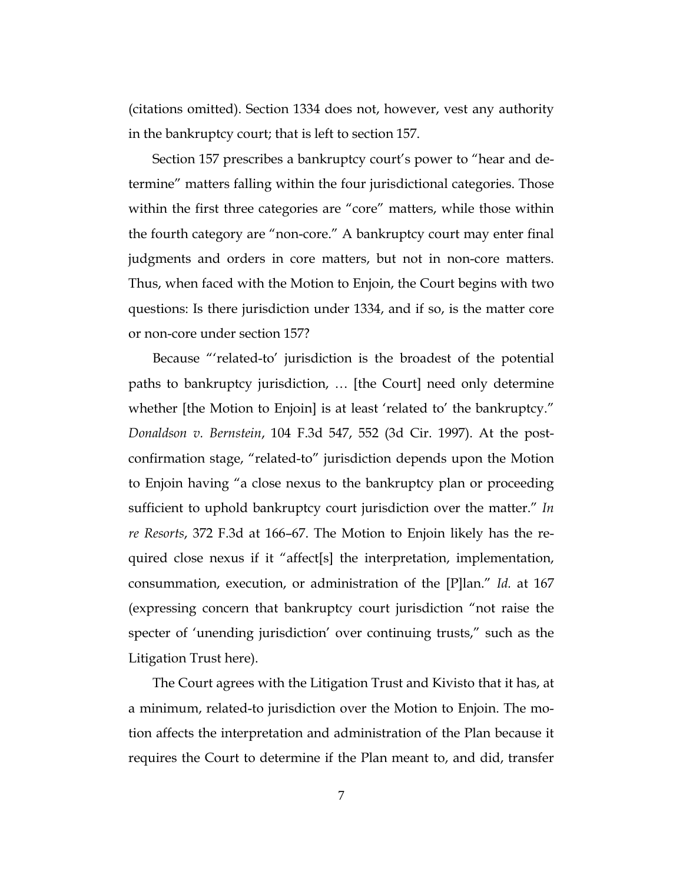(citations omitted). Section 1334 does not, however, vest any authority in the bankruptcy court; that is left to section 157.

Section 157 prescribes a bankruptcy court's power to "hear and determine" matters falling within the four jurisdictional categories. Those within the first three categories are "core" matters, while those within the fourth category are "non-core." A bankruptcy court may enter final judgments and orders in core matters, but not in non-core matters. Thus, when faced with the Motion to Enjoin, the Court begins with two questions: Is there jurisdiction under 1334, and if so, is the matter core or non-core under section 157?

Because "'related-to' jurisdiction is the broadest of the potential paths to bankruptcy jurisdiction, … [the Court] need only determine whether [the Motion to Enjoin] is at least 'related to' the bankruptcy." *Donaldson v. Bernstein*, 104 F.3d 547, 552 (3d Cir. 1997). At the post-confirmation stage, "related-to" jurisdiction depends upon the Motion to Enjoin having "a close nexus to the bankruptcy plan or proceeding sufficient to uphold bankruptcy court jurisdiction over the matter." *In re Resorts*, 372 F.3d at 166–67. The Motion to Enjoin likely has the required close nexus if it "affect[s] the interpretation, implementation, consummation, execution, or administration of the [P]lan." *Id.* at 167 (expressing concern that bankruptcy court jurisdiction "not raise the specter of 'unending jurisdiction' over continuing trusts," such as the Litigation Trust here).

The Court agrees with the Litigation Trust and Kivisto that it has, at a minimum, related-to jurisdiction over the Motion to Enjoin. The motion affects the interpretation and administration of the Plan because it requires the Court to determine if the Plan meant to, and did, transfer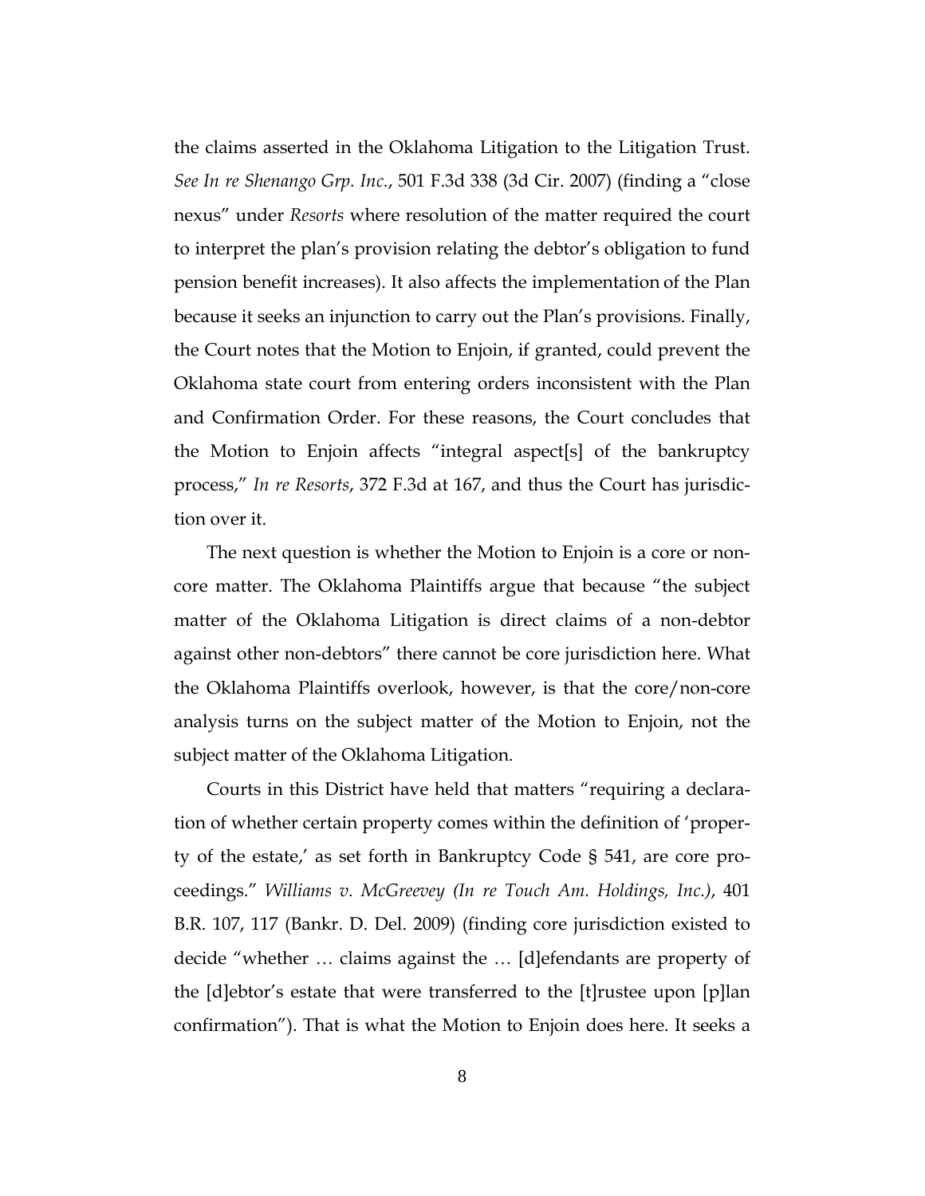the claims asserted in the Oklahoma Litigation to the Litigation Trust. *See In re Shenango Grp. Inc.*, 501 F.3d 338 (3d Cir. 2007) (finding a "close nexus" under *Resorts* where resolution of the matter required the court to interpret the plan's provision relating the debtor's obligation to fund pension benefit increases). It also affects the implementation of the Plan because it seeks an injunction to carry out the Plan's provisions. Finally, the Court notes that the Motion to Enjoin, if granted, could prevent the Oklahoma state court from entering orders inconsistent with the Plan and Confirmation Order. For these reasons, the Court concludes that the Motion to Enjoin affects "integral aspect[s] of the bankruptcy process," *In re Resorts*, 372 F.3d at 167, and thus the Court has jurisdiction over it.

The next question is whether the Motion to Enjoin is a core or non-core matter. The Oklahoma Plaintiffs argue that because "the subject matter of the Oklahoma Litigation is direct claims of a non-debtor against other non-debtors" there cannot be core jurisdiction here. What the Oklahoma Plaintiffs overlook, however, is that the core/non-core analysis turns on the subject matter of the Motion to Enjoin, not the subject matter of the Oklahoma Litigation.

Courts in this District have held that matters "requiring a declaration of whether certain property comes within the definition of 'property of the estate,' as set forth in Bankruptcy Code § 541, are core proceedings." *Williams v. McGreevey (In re Touch Am. Holdings, Inc.)*, 401 B.R. 107, 117 (Bankr. D. Del. 2009) (finding core jurisdiction existed to decide "whether … claims against the … [d]efendants are property of the [d]ebtor's estate that were transferred to the [t]rustee upon [p]lan confirmation"). That is what the Motion to Enjoin does here. It seeks a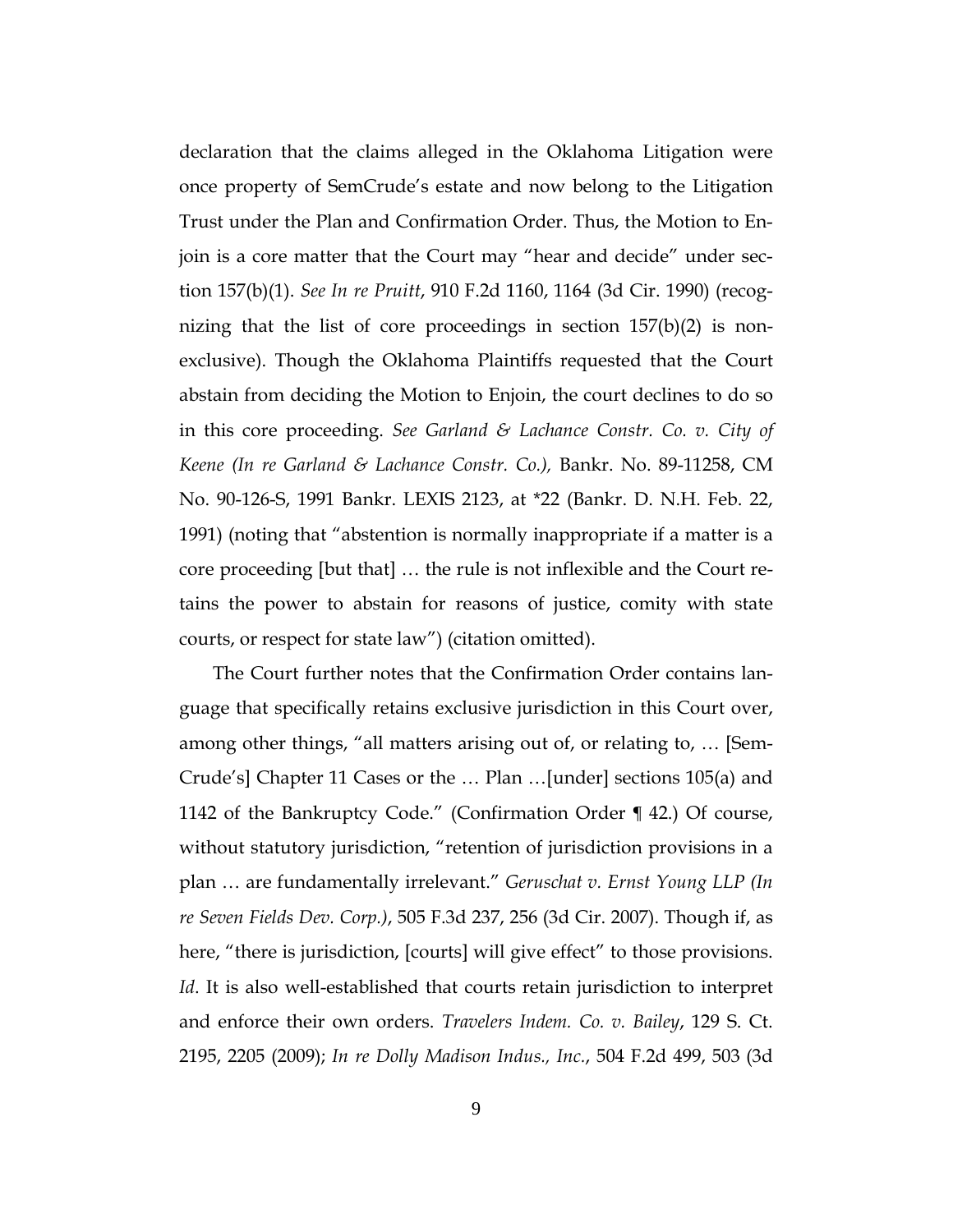declaration that the claims alleged in the Oklahoma Litigation were once property of SemCrude's estate and now belong to the Litigation Trust under the Plan and Confirmation Order. Thus, the Motion to Enjoin is a core matter that the Court may "hear and decide" under section 157(b)(1). *See In re Pruitt*, 910 F.2d 1160, 1164 (3d Cir. 1990) (recognizing that the list of core proceedings in section 157(b)(2) is non-exclusive). Though the Oklahoma Plaintiffs requested that the Court abstain from deciding the Motion to Enjoin, the court declines to do so in this core proceeding. *See Garland & Lachance Constr. Co. v. City of Keene (In re Garland & Lachance Constr. Co.),* Bankr. No. 89-11258, CM No. 90-126-S, 1991 Bankr. LEXIS 2123, at *22 (Bankr. D. N.H. Feb. 22, 1991) (noting that "abstention is normally inappropriate if a matter is a core proceeding [but that] … the rule is not inflexible and the Court retains the power to abstain for reasons of justice, comity with state courts, or respect for state law") (citation omitted).

The Court further notes that the Confirmation Order contains language that specifically retains exclusive jurisdiction in this Court over, among other things, "all matters arising out of, or relating to, … [SemCrude's] Chapter 11 Cases or the … Plan …[under] sections 105(a) and 1142 of the Bankruptcy Code." (Confirmation Order ¶ 42.) Of course, without statutory jurisdiction, "retention of jurisdiction provisions in a plan … are fundamentally irrelevant." *Geruschat v. Ernst Young LLP (In re Seven Fields Dev. Corp.)*, 505 F.3d 237, 256 (3d Cir. 2007). Though if, as here, "there is jurisdiction, [courts] will give effect" to those provisions. *Id*. It is also well-established that courts retain jurisdiction to interpret and enforce their own orders. *Travelers Indem. Co. v. Bailey*, 129 S. Ct. 2195, 2205 (2009); *In re Dolly Madison Indus., Inc.*, 504 F.2d 499, 503 (3d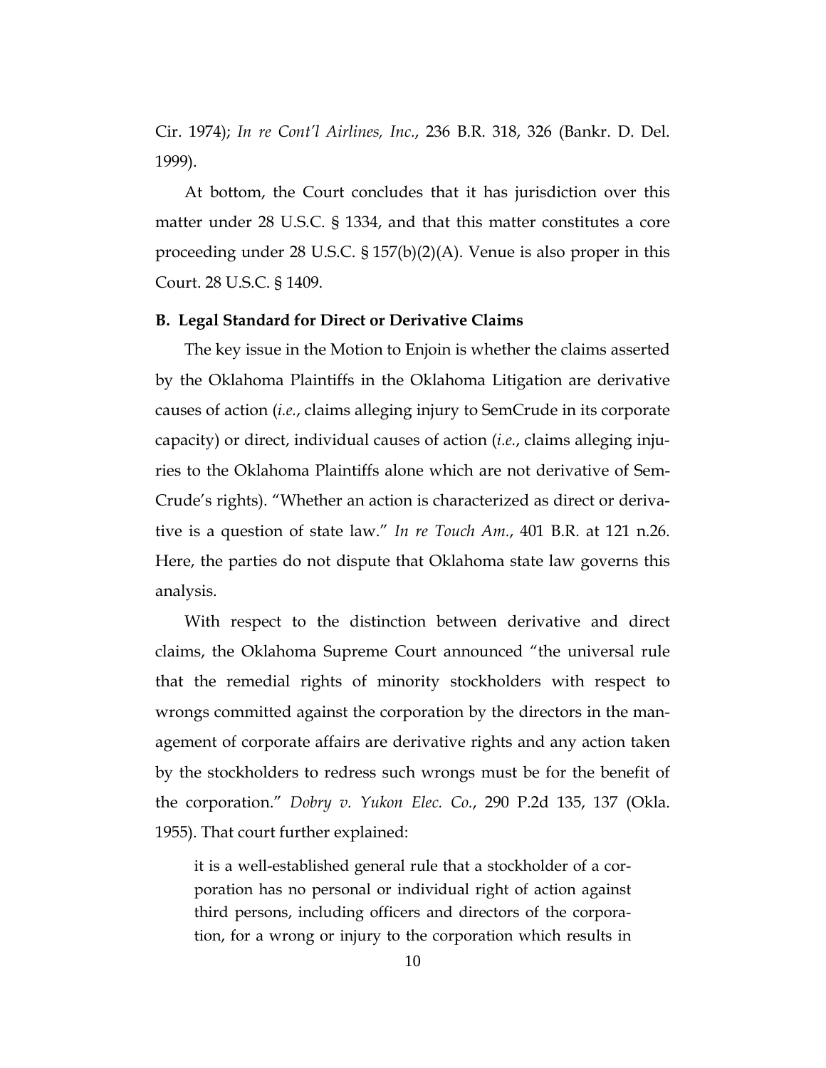Cir. 1974); *In re Cont'l Airlines, Inc.*, 236 B.R. 318, 326 (Bankr. D. Del. 1999).

At bottom, the Court concludes that it has jurisdiction over this matter under 28 U.S.C. § 1334, and that this matter constitutes a core proceeding under 28 U.S.C. § 157(b)(2)(A). Venue is also proper in this Court. 28 U.S.C. § 1409.

**B. Legal Standard for Direct or Derivative Claims**

The key issue in the Motion to Enjoin is whether the claims asserted by the Oklahoma Plaintiffs in the Oklahoma Litigation are derivative causes of action (*i.e.*, claims alleging injury to SemCrude in its corporate capacity) or direct, individual causes of action (*i.e.*, claims alleging injuries to the Oklahoma Plaintiffs alone which are not derivative of SemCrude's rights). "Whether an action is characterized as direct or derivative is a question of state law." *In re Touch Am.*, 401 B.R. at 121 n.26. Here, the parties do not dispute that Oklahoma state law governs this analysis.

With respect to the distinction between derivative and direct claims, the Oklahoma Supreme Court announced "the universal rule that the remedial rights of minority stockholders with respect to wrongs committed against the corporation by the directors in the management of corporate affairs are derivative rights and any action taken by the stockholders to redress such wrongs must be for the benefit of the corporation." *Dobry v. Yukon Elec. Co.*, 290 P.2d 135, 137 (Okla. 1955). That court further explained:

> it is a well-established general rule that a stockholder of a corporation has no personal or individual right of action against third persons, including officers and directors of the corporation, for a wrong or injury to the corporation which results in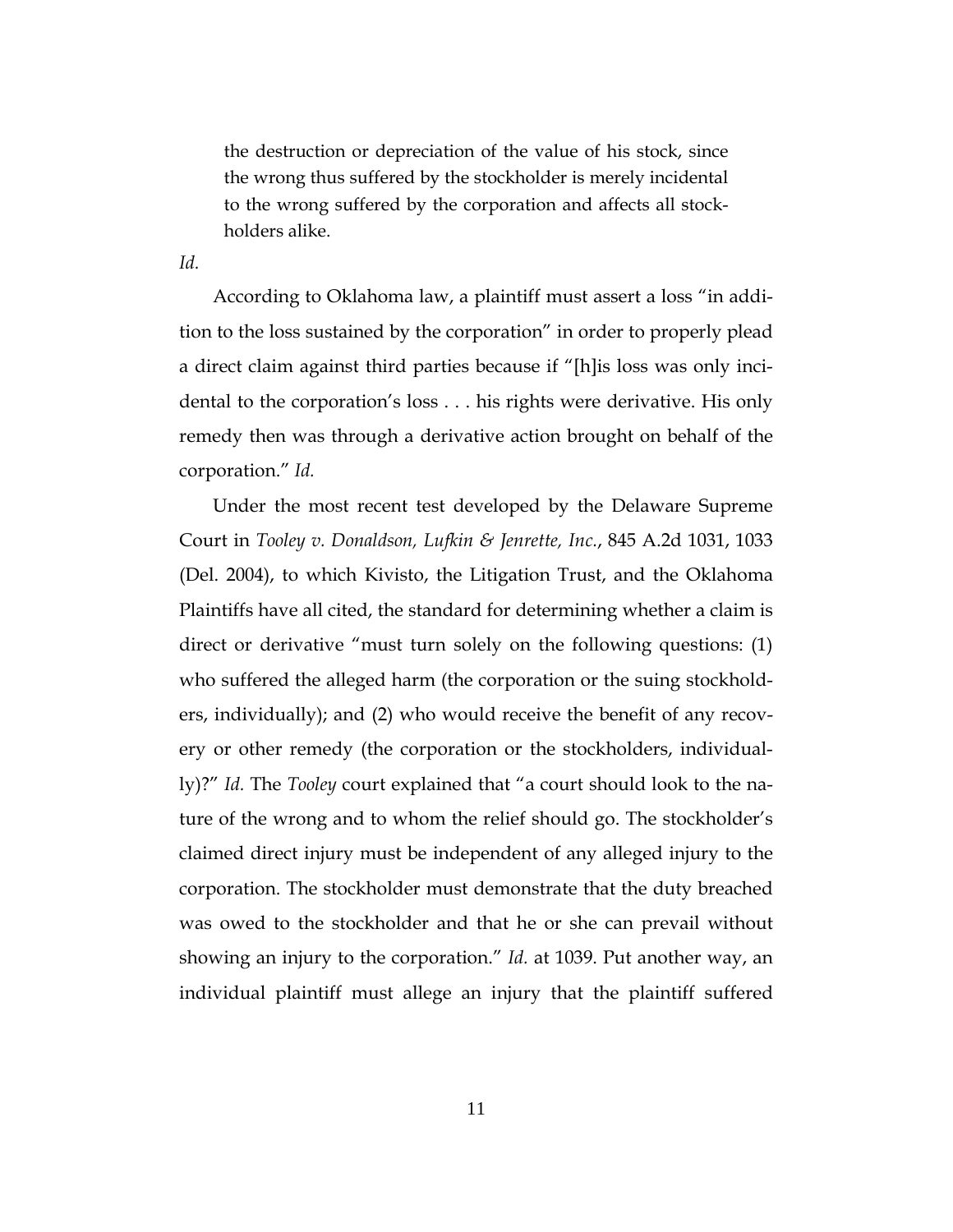> the destruction or depreciation of the value of his stock, since the wrong thus suffered by the stockholder is merely incidental to the wrong suffered by the corporation and affects all stockholders alike.

*Id.*

According to Oklahoma law, a plaintiff must assert a loss "in addition to the loss sustained by the corporation" in order to properly plead a direct claim against third parties because if "[h]is loss was only incidental to the corporation's loss . . . his rights were derivative. His only remedy then was through a derivative action brought on behalf of the corporation." *Id.*

Under the most recent test developed by the Delaware Supreme Court in *Tooley v. Donaldson, Lufkin & Jenrette, Inc.*, 845 A.2d 1031, 1033 (Del. 2004), to which Kivisto, the Litigation Trust, and the Oklahoma Plaintiffs have all cited, the standard for determining whether a claim is direct or derivative "must turn solely on the following questions: (1) who suffered the alleged harm (the corporation or the suing stockholders, individually); and (2) who would receive the benefit of any recovery or other remedy (the corporation or the stockholders, individually)?" *Id.* The *Tooley* court explained that "a court should look to the nature of the wrong and to whom the relief should go. The stockholder's claimed direct injury must be independent of any alleged injury to the corporation. The stockholder must demonstrate that the duty breached was owed to the stockholder and that he or she can prevail without showing an injury to the corporation." *Id.* at 1039. Put another way, an individual plaintiff must allege an injury that the plaintiff suffered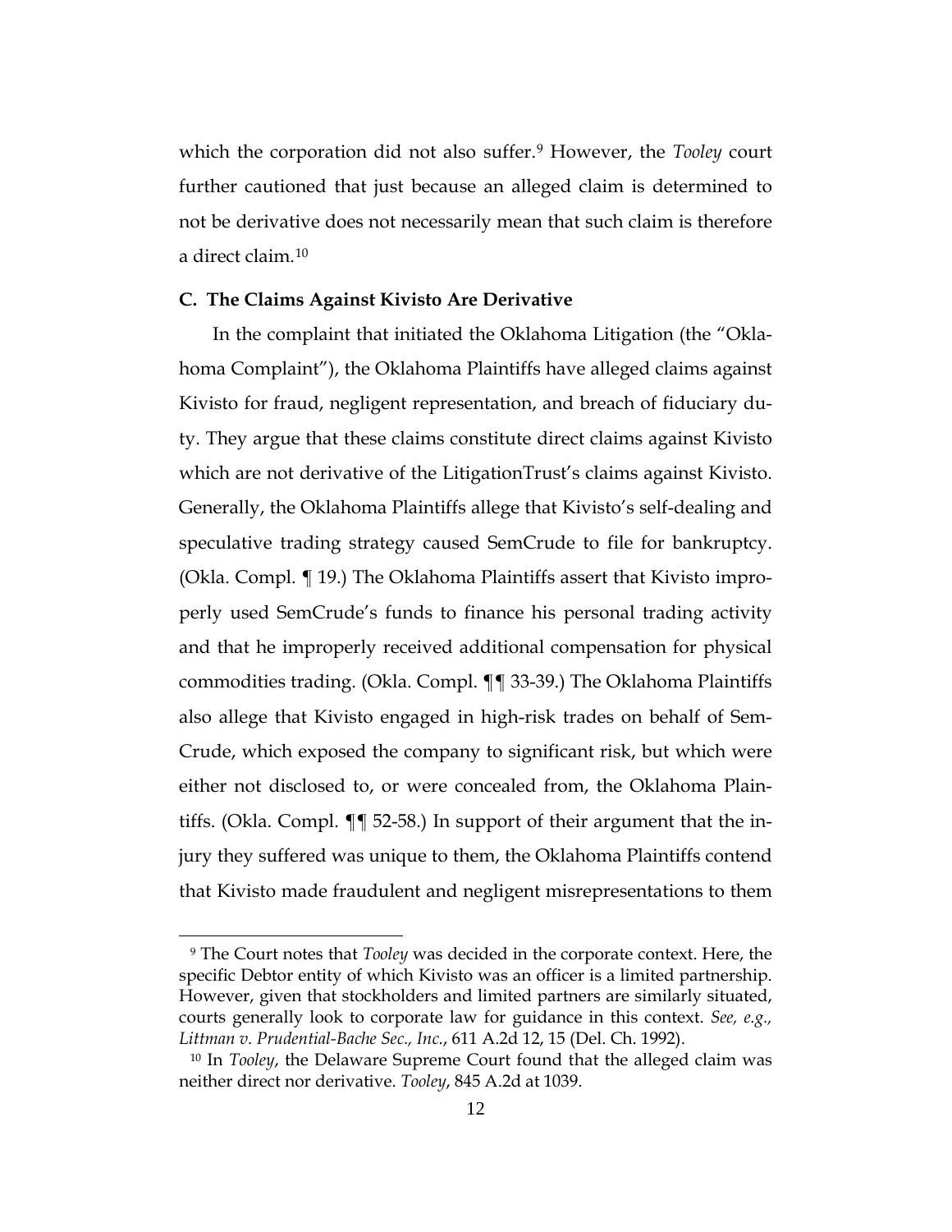which the corporation did not also suffer.[9] However, the *Tooley* court further cautioned that just because an alleged claim is determined to not be derivative does not necessarily mean that such claim is therefore a direct claim.[10]

### C. The Claims Against Kivisto Are Derivative

In the complaint that initiated the Oklahoma Litigation (the "Oklahoma Complaint"), the Oklahoma Plaintiffs have alleged claims against Kivisto for fraud, negligent representation, and breach of fiduciary duty. They argue that these claims constitute direct claims against Kivisto which are not derivative of the LitigationTrust's claims against Kivisto. Generally, the Oklahoma Plaintiffs allege that Kivisto's self-dealing and speculative trading strategy caused SemCrude to file for bankruptcy. (Okla. Compl. ¶ 19.) The Oklahoma Plaintiffs assert that Kivisto improperly used SemCrude's funds to finance his personal trading activity and that he improperly received additional compensation for physical commodities trading. (Okla. Compl. ¶¶ 33-39.) The Oklahoma Plaintiffs also allege that Kivisto engaged in high-risk trades on behalf of SemCrude, which exposed the company to significant risk, but which were either not disclosed to, or were concealed from, the Oklahoma Plaintiffs. (Okla. Compl. ¶¶ 52-58.) In support of their argument that the injury they suffered was unique to them, the Oklahoma Plaintiffs contend that Kivisto made fraudulent and negligent misrepresentations to them

---

[9] The Court notes that *Tooley* was decided in the corporate context. Here, the specific Debtor entity of which Kivisto was an officer is a limited partnership. However, given that stockholders and limited partners are similarly situated, courts generally look to corporate law for guidance in this context. *See, e.g., Littman v. Prudential-Bache Sec., Inc.*, 611 A.2d 12, 15 (Del. Ch. 1992).

[10] In *Tooley*, the Delaware Supreme Court found that the alleged claim was neither direct nor derivative. *Tooley*, 845 A.2d at 1039.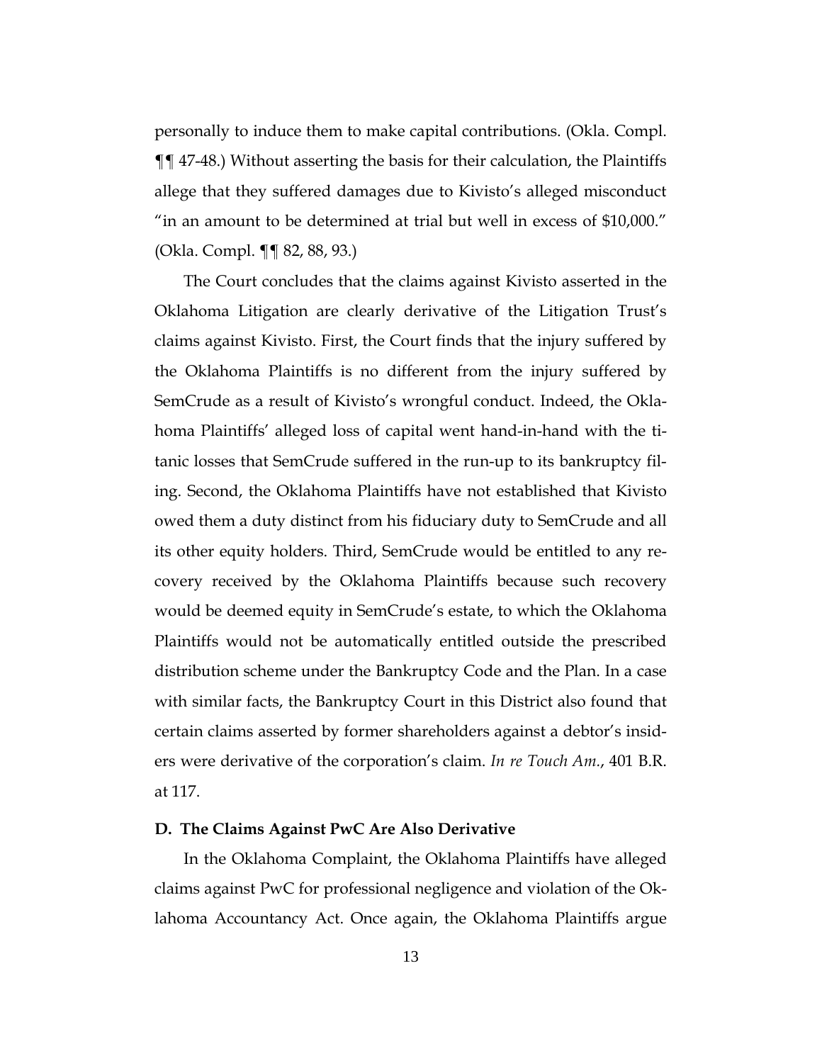personally to induce them to make capital contributions. (Okla. Compl. ¶¶ 47-48.) Without asserting the basis for their calculation, the Plaintiffs allege that they suffered damages due to Kivisto's alleged misconduct "in an amount to be determined at trial but well in excess of $10,000." (Okla. Compl. ¶¶ 82, 88, 93.)

The Court concludes that the claims against Kivisto asserted in the Oklahoma Litigation are clearly derivative of the Litigation Trust's claims against Kivisto. First, the Court finds that the injury suffered by the Oklahoma Plaintiffs is no different from the injury suffered by SemCrude as a result of Kivisto's wrongful conduct. Indeed, the Oklahoma Plaintiffs' alleged loss of capital went hand-in-hand with the titanic losses that SemCrude suffered in the run-up to its bankruptcy filing. Second, the Oklahoma Plaintiffs have not established that Kivisto owed them a duty distinct from his fiduciary duty to SemCrude and all its other equity holders. Third, SemCrude would be entitled to any recovery received by the Oklahoma Plaintiffs because such recovery would be deemed equity in SemCrude's estate, to which the Oklahoma Plaintiffs would not be automatically entitled outside the prescribed distribution scheme under the Bankruptcy Code and the Plan. In a case with similar facts, the Bankruptcy Court in this District also found that certain claims asserted by former shareholders against a debtor's insiders were derivative of the corporation's claim. *In re Touch Am.*, 401 B.R. at 117.

**D. The Claims Against PwC Are Also Derivative**

In the Oklahoma Complaint, the Oklahoma Plaintiffs have alleged claims against PwC for professional negligence and violation of the Oklahoma Accountancy Act. Once again, the Oklahoma Plaintiffs argue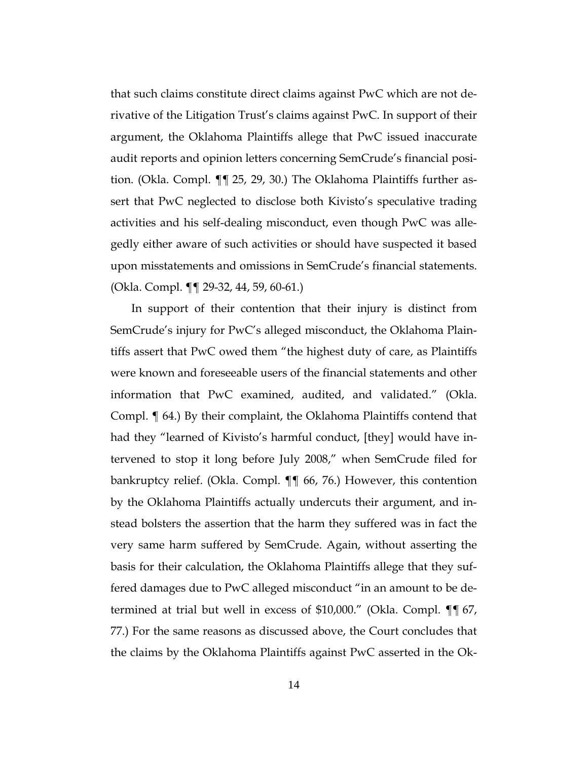that such claims constitute direct claims against PwC which are not derivative of the Litigation Trust's claims against PwC. In support of their argument, the Oklahoma Plaintiffs allege that PwC issued inaccurate audit reports and opinion letters concerning SemCrude's financial position. (Okla. Compl. ¶¶ 25, 29, 30.) The Oklahoma Plaintiffs further assert that PwC neglected to disclose both Kivisto's speculative trading activities and his self-dealing misconduct, even though PwC was allegedly either aware of such activities or should have suspected it based upon misstatements and omissions in SemCrude's financial statements. (Okla. Compl. ¶¶ 29-32, 44, 59, 60-61.)

In support of their contention that their injury is distinct from SemCrude's injury for PwC's alleged misconduct, the Oklahoma Plaintiffs assert that PwC owed them "the highest duty of care, as Plaintiffs were known and foreseeable users of the financial statements and other information that PwC examined, audited, and validated." (Okla. Compl. ¶ 64.) By their complaint, the Oklahoma Plaintiffs contend that had they "learned of Kivisto's harmful conduct, [they] would have intervened to stop it long before July 2008," when SemCrude filed for bankruptcy relief. (Okla. Compl. ¶¶ 66, 76.) However, this contention by the Oklahoma Plaintiffs actually undercuts their argument, and instead bolsters the assertion that the harm they suffered was in fact the very same harm suffered by SemCrude. Again, without asserting the basis for their calculation, the Oklahoma Plaintiffs allege that they suffered damages due to PwC alleged misconduct "in an amount to be determined at trial but well in excess of $10,000." (Okla. Compl. ¶¶ 67, 77.) For the same reasons as discussed above, the Court concludes that the claims by the Oklahoma Plaintiffs against PwC asserted in the Ok-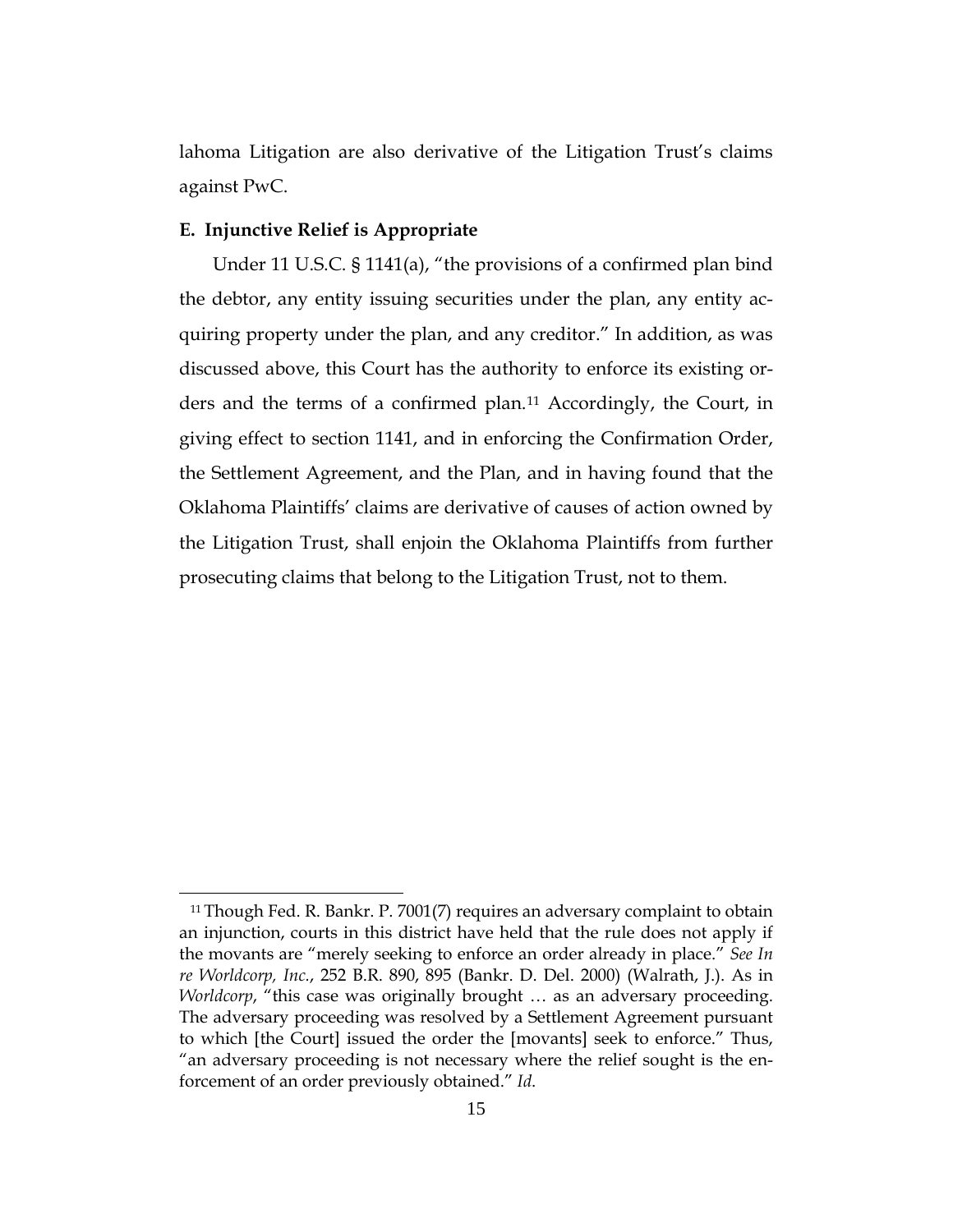lahoma Litigation are also derivative of the Litigation Trust's claims against PwC.

### E. Injunctive Relief is Appropriate

Under 11 U.S.C. § 1141(a), "the provisions of a confirmed plan bind the debtor, any entity issuing securities under the plan, any entity acquiring property under the plan, and any creditor." In addition, as was discussed above, this Court has the authority to enforce its existing orders and the terms of a confirmed plan.[11] Accordingly, the Court, in giving effect to section 1141, and in enforcing the Confirmation Order, the Settlement Agreement, and the Plan, and in having found that the Oklahoma Plaintiffs' claims are derivative of causes of action owned by the Litigation Trust, shall enjoin the Oklahoma Plaintiffs from further prosecuting claims that belong to the Litigation Trust, not to them.

---

[11] Though Fed. R. Bankr. P. 7001(7) requires an adversary complaint to obtain an injunction, courts in this district have held that the rule does not apply if the movants are "merely seeking to enforce an order already in place." *See In re Worldcorp, Inc.*, 252 B.R. 890, 895 (Bankr. D. Del. 2000) (Walrath, J.). As in *Worldcorp*, "this case was originally brought … as an adversary proceeding. The adversary proceeding was resolved by a Settlement Agreement pursuant to which [the Court] issued the order the [movants] seek to enforce." Thus, "an adversary proceeding is not necessary where the relief sought is the enforcement of an order previously obtained." *Id.*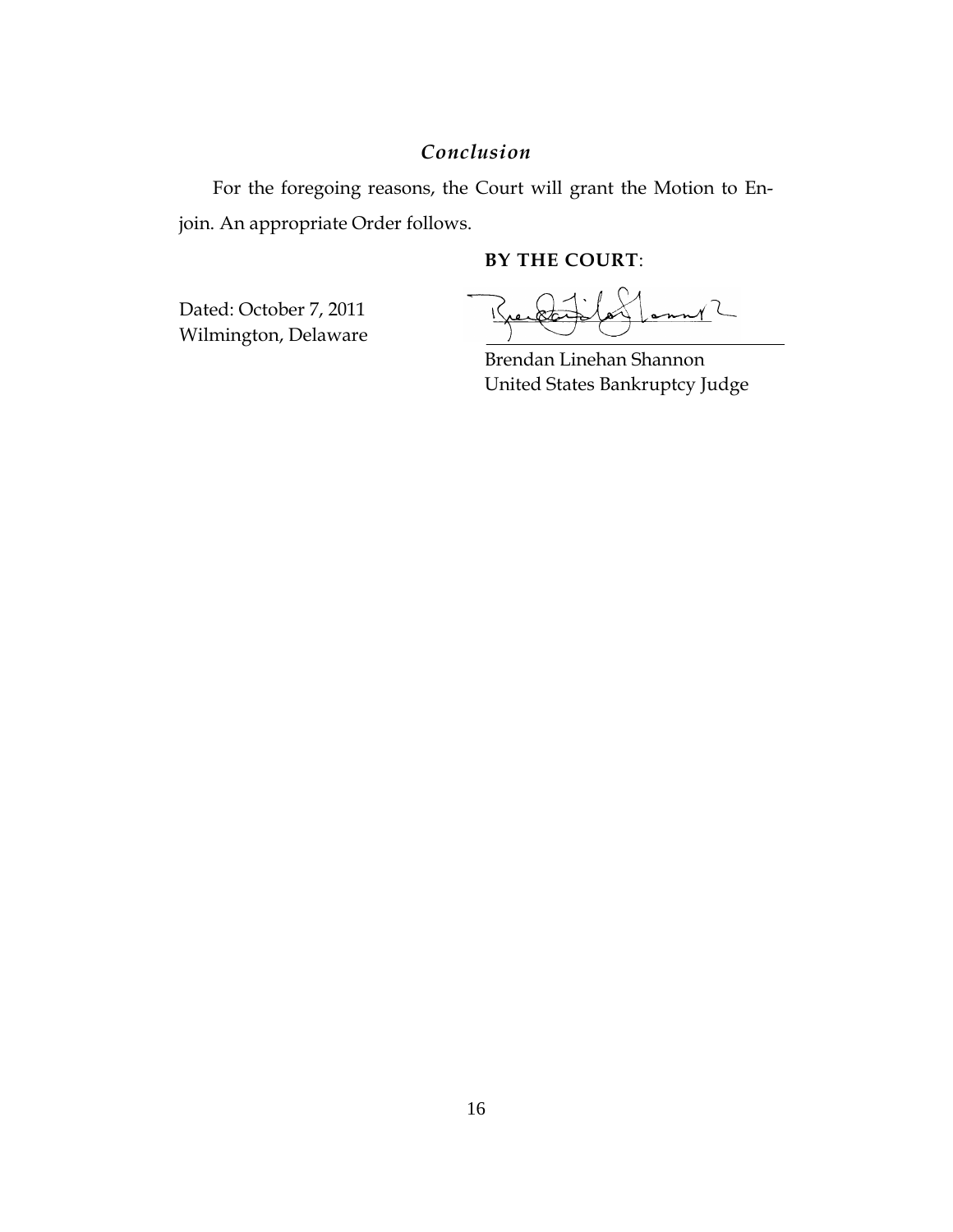### *Conclusion*

For the foregoing reasons, the Court will grant the Motion to Enjoin. An appropriate Order follows.

**BY THE COURT**:

Dated: October 7, 2011
Wilmington, Delaware

Brendan Linehan Shannon
United States Bankruptcy Judge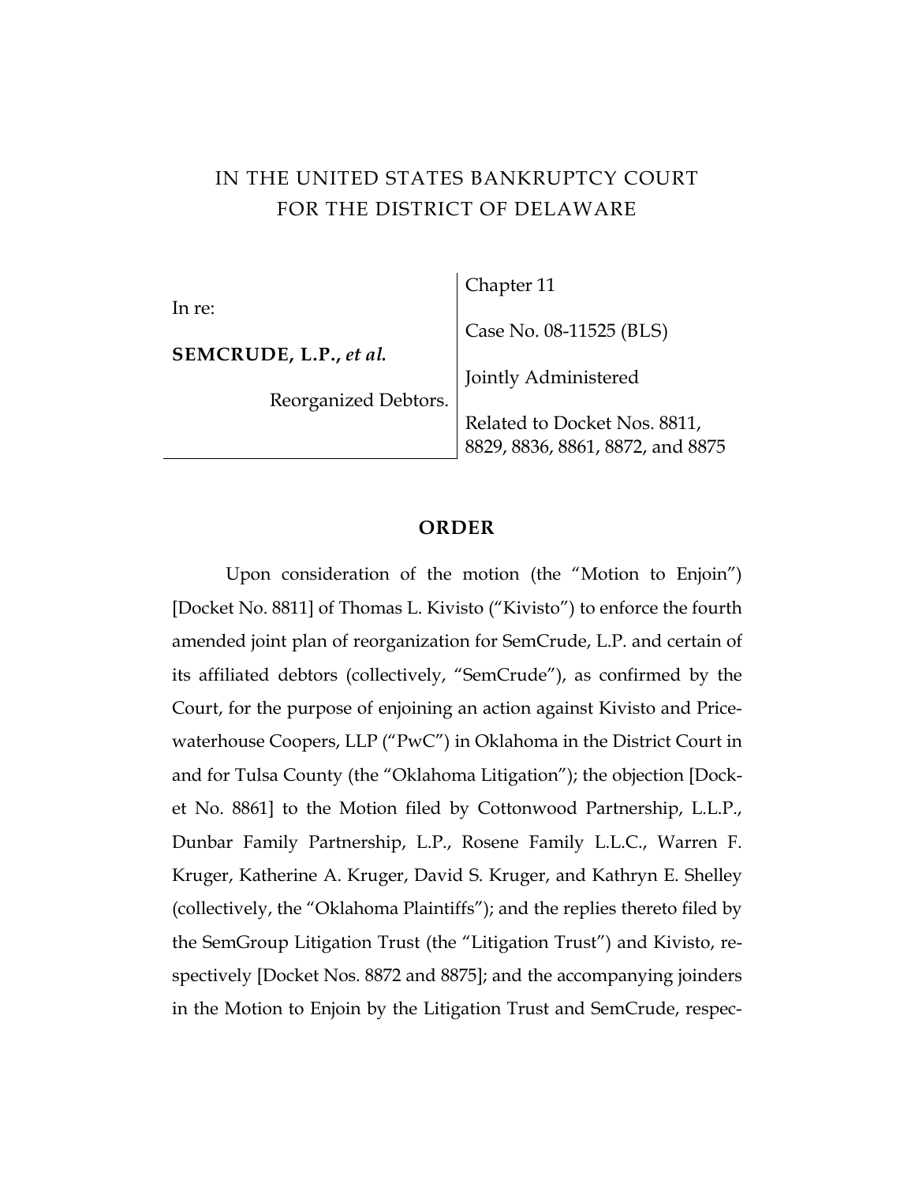IN THE UNITED STATES BANKRUPTCY COURT
FOR THE DISTRICT OF DELAWARE

| | |
|---|---|
| In re:<br><br>**SEMCRUDE, L.P.,** ***et al.***<br><br>Reorganized Debtors. | Chapter 11<br><br>Case No. 08-11525 (BLS)<br><br>Jointly Administered<br><br>Related to Docket Nos. 8811, 8829, 8836, 8861, 8872, and 8875 |

## ORDER

Upon consideration of the motion (the "Motion to Enjoin") [Docket No. 8811] of Thomas L. Kivisto ("Kivisto") to enforce the fourth amended joint plan of reorganization for SemCrude, L.P. and certain of its affiliated debtors (collectively, "SemCrude"), as confirmed by the Court, for the purpose of enjoining an action against Kivisto and Price-waterhouse Coopers, LLP ("PwC") in Oklahoma in the District Court in and for Tulsa County (the "Oklahoma Litigation"); the objection [Docket No. 8861] to the Motion filed by Cottonwood Partnership, L.L.P., Dunbar Family Partnership, L.P., Rosene Family L.L.C., Warren F. Kruger, Katherine A. Kruger, David S. Kruger, and Kathryn E. Shelley (collectively, the "Oklahoma Plaintiffs"); and the replies thereto filed by the SemGroup Litigation Trust (the "Litigation Trust") and Kivisto, respectively [Docket Nos. 8872 and 8875]; and the accompanying joinders in the Motion to Enjoin by the Litigation Trust and SemCrude, respec-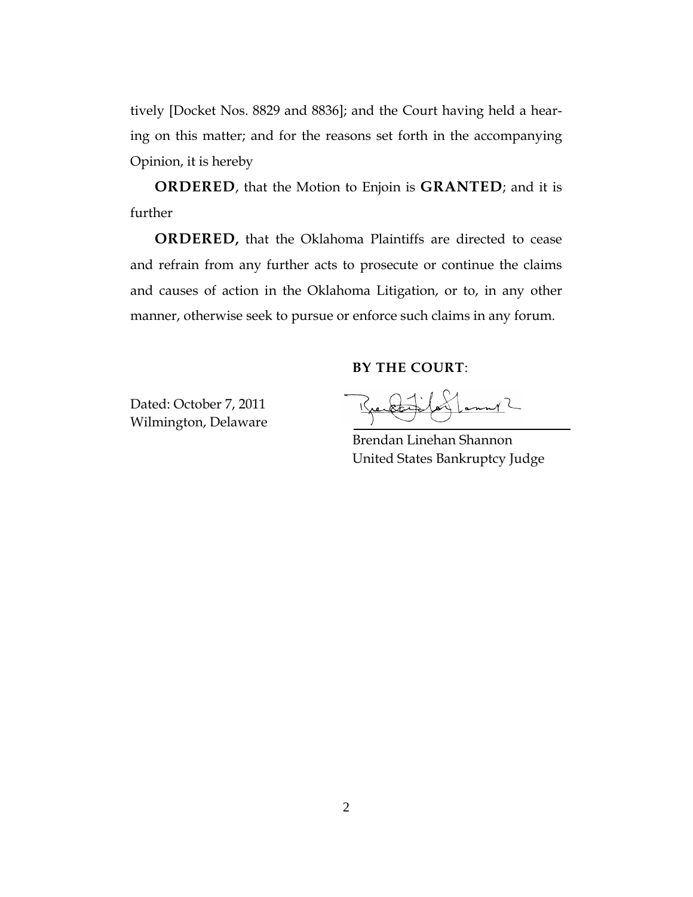tively [Docket Nos. 8829 and 8836]; and the Court having held a hearing on this matter; and for the reasons set forth in the accompanying Opinion, it is hereby

**ORDERED**, that the Motion to Enjoin is **GRANTED**; and it is further

**ORDERED,** that the Oklahoma Plaintiffs are directed to cease and refrain from any further acts to prosecute or continue the claims and causes of action in the Oklahoma Litigation, or to, in any other manner, otherwise seek to pursue or enforce such claims in any forum.

**BY THE COURT**:

Dated: October 7, 2011
Wilmington, Delaware

Brendan Linehan Shannon
United States Bankruptcy Judge